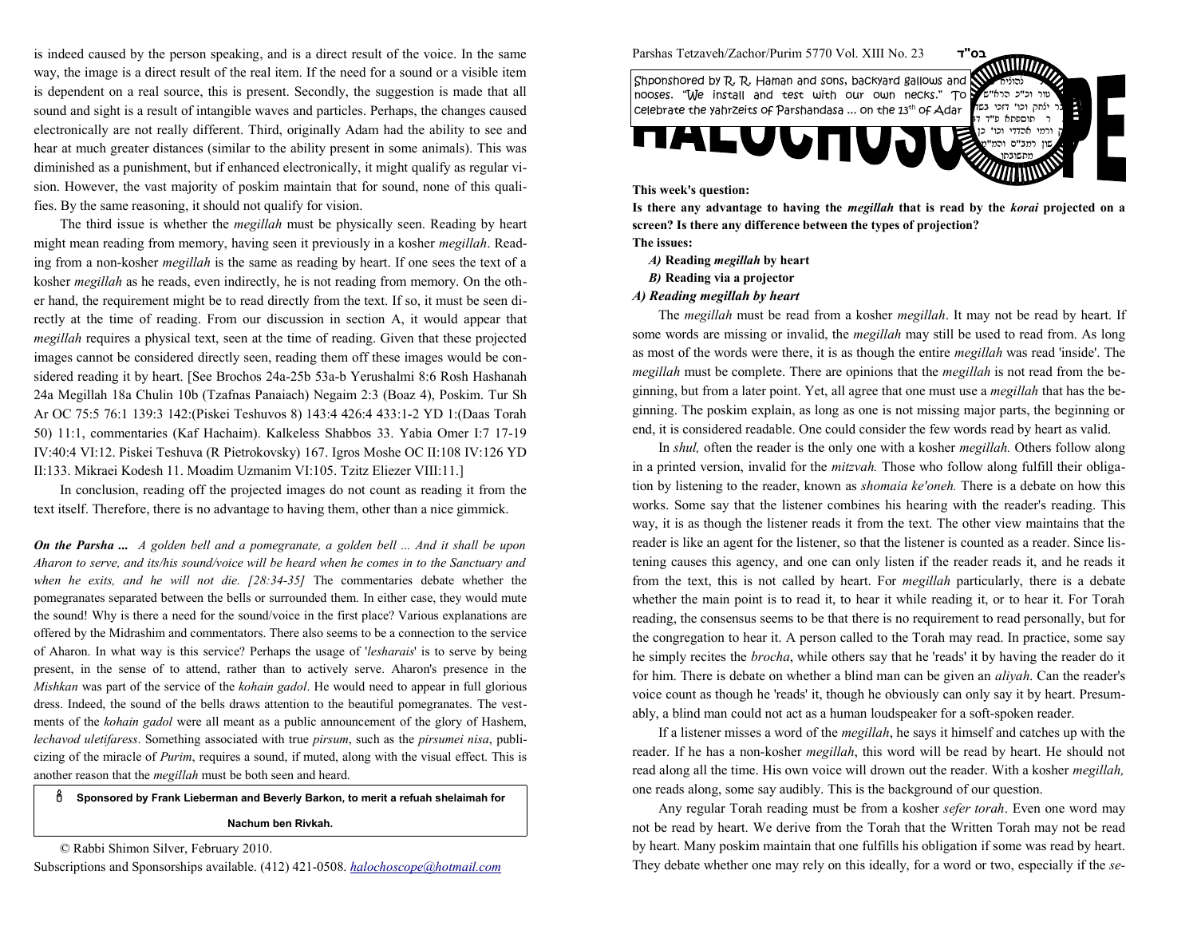is indeed caused by the person speaking, and is a direct result of the voice. In the same way, the image is a direct result of the real item. If the need for a sound or a visible item is dependent on a real source, this is present. Secondly, the suggestion is made that all sound and sight is a result of intangible waves and particles. Perhaps, the changes caused electronically are not really different. Third, originally Adam had the ability to see and hear at much greater distances (similar to the ability present in some animals). This was diminished as a punishment, but if enhanced electronically, it might qualify as regular vision. However, the vast majority of poskim maintain that for sound, none of this qualifies. By the same reasoning, it should not qualify for vision.

The third issue is whether the *megillah* must be physically seen. Reading by heart might mean reading from memory, having seen it previously in a kosher *megillah*. Reading from a non-kosher *megillah* is the same as reading by heart. If one sees the text of a kosher *megillah* as he reads, even indirectly, he is not reading from memory. On the other hand, the requirement might be to read directly from the text. If so, it must be seen directly at the time of reading. From our discussion in section A, it would appear that *megillah* requires a physical text, seen at the time of reading. Given that these projected images cannot be considered directly seen, reading them off these images would be considered reading it by heart. [See Brochos 24a-25b 53a-b Yerushalmi 8:6 Rosh Hashanah 24a Megillah 18a Chulin 10b (Tzafnas Panaiach) Negaim 2:3 (Boaz 4), Poskim. Tur Sh Ar OC 75:5 76:1 139:3 142:(Piskei Teshuvos 8) 143:4 426:4 433:1-2 YD 1:(Daas Torah 50) 11:1, commentaries (Kaf Hachaim). Kalkeless Shabbos 33. Yabia Omer I:7 17-19 IV:40:4 VI:12. Piskei Teshuva (R Pietrokovsky) 167. Igros Moshe OC II:108 IV:126 YD II:133. Mikraei Kodesh 11. Moadim Uzmanim VI:105. Tzitz Eliezer VIII:11.]

In conclusion, reading off the projected images do not count as reading it from the text itself. Therefore, there is no advantage to having them, other than a nice gimmick.

***On the Parsha ...*** *A golden bell and a pomegranate, a golden bell ... And it shall be upon Aharon to serve, and its/his sound/voice will be heard when he comes in to the Sanctuary and when he exits, and he will not die. [28:34-35]* The commentaries debate whether the pomegranates separated between the bells or surrounded them. In either case, they would mute the sound! Why is there a need for the sound/voice in the first place? Various explanations are offered by the Midrashim and commentators. There also seems to be a connection to the service of Aharon. In what way is this service? Perhaps the usage of '*lesharais*' is to serve by being present, in the sense of to attend, rather than to actively serve. Aharon's presence in the *Mishkan* was part of the service of the *kohain gadol*. He would need to appear in full glorious dress. Indeed, the sound of the bells draws attention to the beautiful pomegranates. The vestments of the *kohain gadol* were all meant as a public announcement of the glory of Hashem, *lechavod uletifaress*. Something associated with true *pirsum*, such as the *pirsumei nisa*, publicizing of the miracle of *Purim*, requires a sound, if muted, along with the visual effect. This is another reason that the *megillah* must be both seen and heard.

**Sponsored by Frank Lieberman and Beverly Barkon, to merit a refuah shelaimah for Nachum ben Rivkah.**

© Rabbi Shimon Silver, February 2010.

Subscriptions and Sponsorships available. (412) 421-0508. halochoscope@hotmail.com

Parshas Tetzaveh/Zachor/Purim 5770 Vol. XIII No. 23 בס"ד

Shponshored by R. R. Haman and sons, backyard gallows and nooses. "We install and test with our own necks." To celebrate the yahrzeits of Parshandasa ... on the 13th of Adar

# HALOCHOSCOPE

**This week's question:**

**Is there any advantage to having the *megillah* that is read by the *korai* projected on a screen? Is there any difference between the types of projection?**

**The issues:**

*A)* **Reading *megillah* by heart**

*B)* **Reading via a projector**

### *A) Reading megillah by heart*

The *megillah* must be read from a kosher *megillah*. It may not be read by heart. If some words are missing or invalid, the *megillah* may still be used to read from. As long as most of the words were there, it is as though the entire *megillah* was read 'inside'. The *megillah* must be complete. There are opinions that the *megillah* is not read from the beginning, but from a later point. Yet, all agree that one must use a *megillah* that has the beginning. The poskim explain, as long as one is not missing major parts, the beginning or end, it is considered readable. One could consider the few words read by heart as valid.

In *shul,* often the reader is the only one with a kosher *megillah.* Others follow along in a printed version, invalid for the *mitzvah.* Those who follow along fulfill their obligation by listening to the reader, known as *shomaia ke'oneh.* There is a debate on how this works. Some say that the listener combines his hearing with the reader's reading. This way, it is as though the listener reads it from the text. The other view maintains that the reader is like an agent for the listener, so that the listener is counted as a reader. Since listening causes this agency, and one can only listen if the reader reads it, and he reads it from the text, this is not called by heart. For *megillah* particularly, there is a debate whether the main point is to read it, to hear it while reading it, or to hear it. For Torah reading, the consensus seems to be that there is no requirement to read personally, but for the congregation to hear it. A person called to the Torah may read. In practice, some say he simply recites the *brocha*, while others say that he 'reads' it by having the reader do it for him. There is debate on whether a blind man can be given an *aliyah*. Can the reader's voice count as though he 'reads' it, though he obviously can only say it by heart. Presumably, a blind man could not act as a human loudspeaker for a soft-spoken reader.

If a listener misses a word of the *megillah*, he says it himself and catches up with the reader. If he has a non-kosher *megillah*, this word will be read by heart. He should not read along all the time. His own voice will drown out the reader. With a kosher *megillah,* one reads along, some say audibly. This is the background of our question.

Any regular Torah reading must be from a kosher *sefer torah*. Even one word may not be read by heart. We derive from the Torah that the Written Torah may not be read by heart. Many poskim maintain that one fulfills his obligation if some was read by heart. They debate whether one may rely on this ideally, for a word or two, especially if the *se-*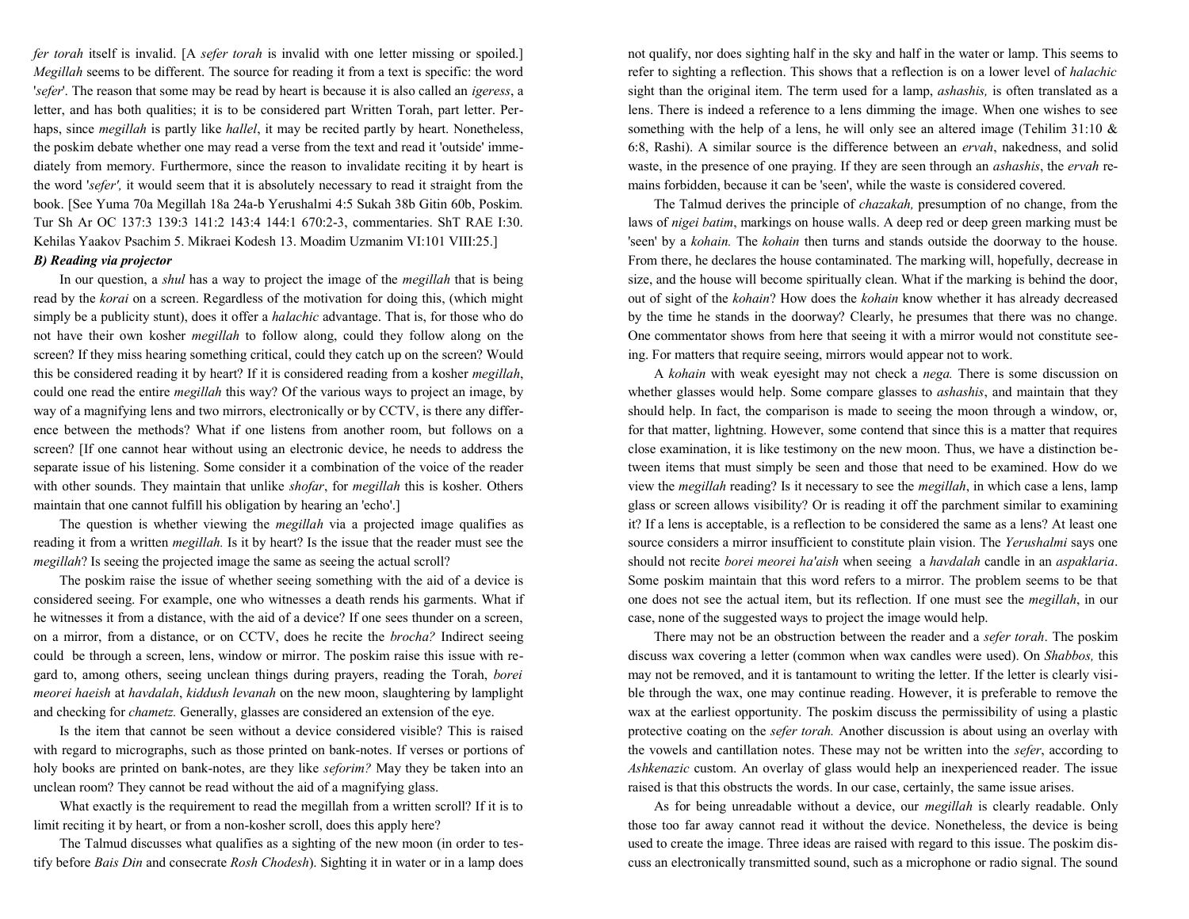*fer torah* itself is invalid. [A *sefer torah* is invalid with one letter missing or spoiled.] *Megillah* seems to be different. The source for reading it from a text is specific: the word '*sefer*'. The reason that some may be read by heart is because it is also called an *igeress*, a letter, and has both qualities; it is to be considered part Written Torah, part letter. Perhaps, since *megillah* is partly like *hallel*, it may be recited partly by heart. Nonetheless, the poskim debate whether one may read a verse from the text and read it 'outside' immediately from memory. Furthermore, since the reason to invalidate reciting it by heart is the word '*sefer',* it would seem that it is absolutely necessary to read it straight from the book. [See Yuma 70a Megillah 18a 24a-b Yerushalmi 4:5 Sukah 38b Gitin 60b, Poskim. Tur Sh Ar OC 137:3 139:3 141:2 143:4 144:1 670:2-3, commentaries. ShT RAE I:30. Kehilas Yaakov Psachim 5. Mikraei Kodesh 13. Moadim Uzmanim VI:101 VIII:25.]

***B) Reading via projector***

In our question, a *shul* has a way to project the image of the *megillah* that is being read by the *korai* on a screen. Regardless of the motivation for doing this, (which might simply be a publicity stunt), does it offer a *halachic* advantage. That is, for those who do not have their own kosher *megillah* to follow along, could they follow along on the screen? If they miss hearing something critical, could they catch up on the screen? Would this be considered reading it by heart? If it is considered reading from a kosher *megillah*, could one read the entire *megillah* this way? Of the various ways to project an image, by way of a magnifying lens and two mirrors, electronically or by CCTV, is there any difference between the methods? What if one listens from another room, but follows on a screen? [If one cannot hear without using an electronic device, he needs to address the separate issue of his listening. Some consider it a combination of the voice of the reader with other sounds. They maintain that unlike *shofar*, for *megillah* this is kosher. Others maintain that one cannot fulfill his obligation by hearing an 'echo'.]

The question is whether viewing the *megillah* via a projected image qualifies as reading it from a written *megillah.* Is it by heart? Is the issue that the reader must see the *megillah*? Is seeing the projected image the same as seeing the actual scroll?

The poskim raise the issue of whether seeing something with the aid of a device is considered seeing. For example, one who witnesses a death rends his garments. What if he witnesses it from a distance, with the aid of a device? If one sees thunder on a screen, on a mirror, from a distance, or on CCTV, does he recite the *brocha?* Indirect seeing could be through a screen, lens, window or mirror. The poskim raise this issue with regard to, among others, seeing unclean things during prayers, reading the Torah, *borei meorei haeish* at *havdalah*, *kiddush levanah* on the new moon, slaughtering by lamplight and checking for *chametz.* Generally, glasses are considered an extension of the eye.

Is the item that cannot be seen without a device considered visible? This is raised with regard to micrographs, such as those printed on bank-notes. If verses or portions of holy books are printed on bank-notes, are they like *seforim?* May they be taken into an unclean room? They cannot be read without the aid of a magnifying glass.

What exactly is the requirement to read the megillah from a written scroll? If it is to limit reciting it by heart, or from a non-kosher scroll, does this apply here?

The Talmud discusses what qualifies as a sighting of the new moon (in order to testify before *Bais Din* and consecrate *Rosh Chodesh*). Sighting it in water or in a lamp does not qualify, nor does sighting half in the sky and half in the water or lamp. This seems to refer to sighting a reflection. This shows that a reflection is on a lower level of *halachic* sight than the original item. The term used for a lamp, *ashashis,* is often translated as a lens. There is indeed a reference to a lens dimming the image. When one wishes to see something with the help of a lens, he will only see an altered image (Tehilim 31:10 & 6:8, Rashi). A similar source is the difference between an *ervah*, nakedness, and solid waste, in the presence of one praying. If they are seen through an *ashashis*, the *ervah* remains forbidden, because it can be 'seen', while the waste is considered covered.

The Talmud derives the principle of *chazakah,* presumption of no change, from the laws of *nigei batim*, markings on house walls. A deep red or deep green marking must be 'seen' by a *kohain.* The *kohain* then turns and stands outside the doorway to the house. From there, he declares the house contaminated. The marking will, hopefully, decrease in size, and the house will become spiritually clean. What if the marking is behind the door, out of sight of the *kohain*? How does the *kohain* know whether it has already decreased by the time he stands in the doorway? Clearly, he presumes that there was no change. One commentator shows from here that seeing it with a mirror would not constitute seeing. For matters that require seeing, mirrors would appear not to work.

A *kohain* with weak eyesight may not check a *nega.* There is some discussion on whether glasses would help. Some compare glasses to *ashashis*, and maintain that they should help. In fact, the comparison is made to seeing the moon through a window, or, for that matter, lightning. However, some contend that since this is a matter that requires close examination, it is like testimony on the new moon. Thus, we have a distinction between items that must simply be seen and those that need to be examined. How do we view the *megillah* reading? Is it necessary to see the *megillah*, in which case a lens, lamp glass or screen allows visibility? Or is reading it off the parchment similar to examining it? If a lens is acceptable, is a reflection to be considered the same as a lens? At least one source considers a mirror insufficient to constitute plain vision. The *Yerushalmi* says one should not recite *borei meorei ha'aish* when seeing a *havdalah* candle in an *aspaklaria*. Some poskim maintain that this word refers to a mirror. The problem seems to be that one does not see the actual item, but its reflection. If one must see the *megillah*, in our case, none of the suggested ways to project the image would help.

There may not be an obstruction between the reader and a *sefer torah*. The poskim discuss wax covering a letter (common when wax candles were used). On *Shabbos,* this may not be removed, and it is tantamount to writing the letter. If the letter is clearly visible through the wax, one may continue reading. However, it is preferable to remove the wax at the earliest opportunity. The poskim discuss the permissibility of using a plastic protective coating on the *sefer torah.* Another discussion is about using an overlay with the vowels and cantillation notes. These may not be written into the *sefer*, according to *Ashkenazic* custom. An overlay of glass would help an inexperienced reader. The issue raised is that this obstructs the words. In our case, certainly, the same issue arises.

As for being unreadable without a device, our *megillah* is clearly readable. Only those too far away cannot read it without the device. Nonetheless, the device is being used to create the image. Three ideas are raised with regard to this issue. The poskim discuss an electronically transmitted sound, such as a microphone or radio signal. The sound